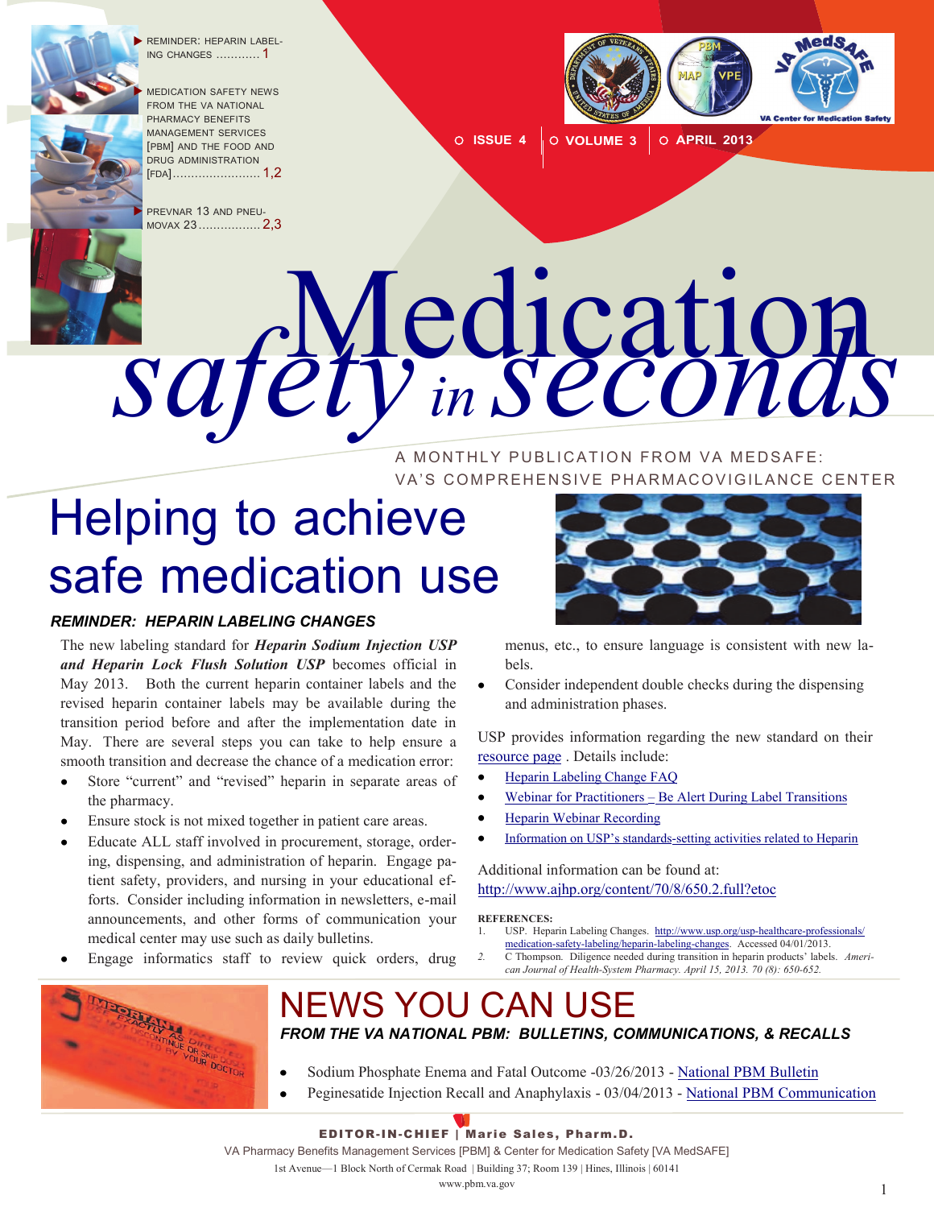- REMINDER: HEPARIN LABELING CHANGES ............ 1
- MEDICATION SAFETY NEWS FROM THE VA NATIONAL PHARMACY BENEFITS MANAGEMENT SERVICES [PBM] AND THE FOOD AND DRUG ADMINISTRATION [FDA]........................ 1,2
- PREVNAR 13 AND PNEUMOVAX 23................. 2,3

ISSUE 4 | VOLUME 3 | APRIL 2013

# Medication safety in seconds

A MONTHLY PUBLICATION FROM VA MEDSAFE: VA'S COMPREHENSIVE PHARMACOVIGILANCE CENTER

# Helping to achieve safe medication use

### *REMINDER: HEPARIN LABELING CHANGES*

The new labeling standard for ***Heparin Sodium Injection USP and Heparin Lock Flush Solution USP*** becomes official in May 2013. Both the current heparin container labels and the revised heparin container labels may be available during the transition period before and after the implementation date in May. There are several steps you can take to help ensure a smooth transition and decrease the chance of a medication error:

- Store "current" and "revised" heparin in separate areas of the pharmacy.
- Ensure stock is not mixed together in patient care areas.
- Educate ALL staff involved in procurement, storage, ordering, dispensing, and administration of heparin. Engage patient safety, providers, and nursing in your educational efforts. Consider including information in newsletters, e-mail announcements, and other forms of communication your medical center may use such as daily bulletins.
- Engage informatics staff to review quick orders, drug menus, etc., to ensure language is consistent with new labels.
- Consider independent double checks during the dispensing and administration phases.

USP provides information regarding the new standard on their resource page . Details include:

- Heparin Labeling Change FAQ
- Webinar for Practitioners – Be Alert During Label Transitions
- Heparin Webinar Recording
- Information on USP's standards-setting activities related to Heparin

Additional information can be found at: http://www.ajhp.org/content/70/8/650.2.full?etoc

**REFERENCES:**

1. USP. Heparin Labeling Changes. http://www.usp.org/usp-healthcare-professionals/medication-safety-labeling/heparin-labeling-changes. Accessed 04/01/2013.
2. C Thompson. Diligence needed during transition in heparin products' labels. *American Journal of Health-System Pharmacy. April 15, 2013. 70 (8): 650-652.*

# NEWS YOU CAN USE

### *FROM THE VA NATIONAL PBM: BULLETINS, COMMUNICATIONS, & RECALLS*

- Sodium Phosphate Enema and Fatal Outcome -03/26/2013 - National PBM Bulletin
- Peginesatide Injection Recall and Anaphylaxis - 03/04/2013 - National PBM Communication

**EDITOR-IN-CHIEF | Marie Sales, Pharm.D.**

VA Pharmacy Benefits Management Services [PBM] & Center for Medication Safety [VA MedSAFE]

1st Avenue—1 Block North of Cermak Road | Building 37; Room 139 | Hines, Illinois | 60141

www.pbm.va.gov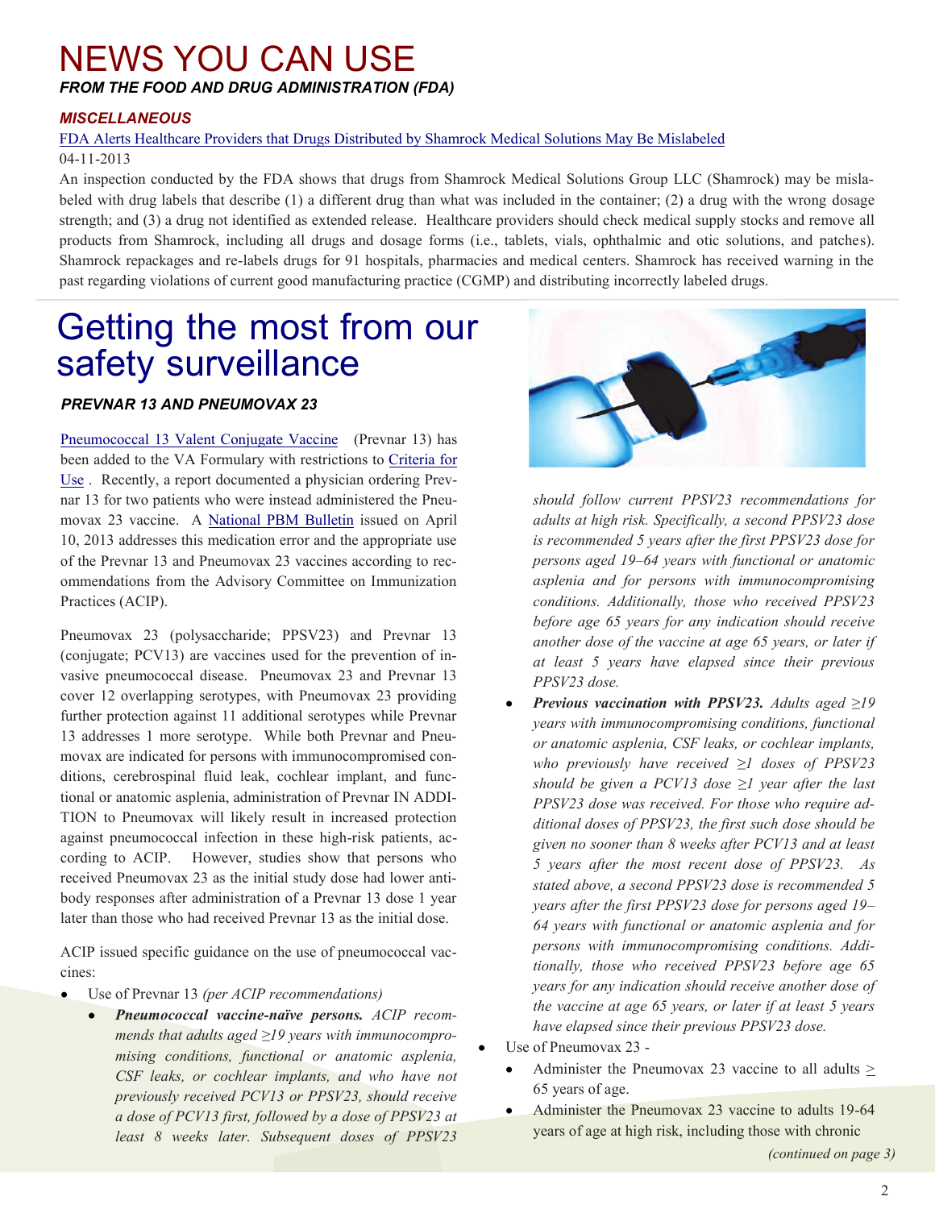# NEWS YOU CAN USE

***FROM THE FOOD AND DRUG ADMINISTRATION (FDA)***

***MISCELLANEOUS***

FDA Alerts Healthcare Providers that Drugs Distributed by Shamrock Medical Solutions May Be Mislabeled

04-11-2013

An inspection conducted by the FDA shows that drugs from Shamrock Medical Solutions Group LLC (Shamrock) may be mislabeled with drug labels that describe (1) a different drug than what was included in the container; (2) a drug with the wrong dosage strength; and (3) a drug not identified as extended release. Healthcare providers should check medical supply stocks and remove all products from Shamrock, including all drugs and dosage forms (i.e., tablets, vials, ophthalmic and otic solutions, and patches). Shamrock repackages and re-labels drugs for 91 hospitals, pharmacies and medical centers. Shamrock has received warning in the past regarding violations of current good manufacturing practice (CGMP) and distributing incorrectly labeled drugs.

# Getting the most from our safety surveillance

***PREVNAR 13 AND PNEUMOVAX 23***

Pneumococcal 13 Valent Conjugate Vaccine (Prevnar 13) has been added to the VA Formulary with restrictions to Criteria for Use. Recently, a report documented a physician ordering Prevnar 13 for two patients who were instead administered the Pneumovax 23 vaccine. A National PBM Bulletin issued on April 10, 2013 addresses this medication error and the appropriate use of the Prevnar 13 and Pneumovax 23 vaccines according to recommendations from the Advisory Committee on Immunization Practices (ACIP).

Pneumovax 23 (polysaccharide; PPSV23) and Prevnar 13 (conjugate; PCV13) are vaccines used for the prevention of invasive pneumococcal disease. Pneumovax 23 and Prevnar 13 cover 12 overlapping serotypes, with Pneumovax 23 providing further protection against 11 additional serotypes while Prevnar 13 addresses 1 more serotype. While both Prevnar and Pneumovax are indicated for persons with immunocompromised conditions, cerebrospinal fluid leak, cochlear implant, and functional or anatomic asplenia, administration of Prevnar IN ADDITION to Pneumovax will likely result in increased protection against pneumococcal infection in these high-risk patients, according to ACIP. However, studies show that persons who received Pneumovax 23 as the initial study dose had lower antibody responses after administration of a Prevnar 13 dose 1 year later than those who had received Prevnar 13 as the initial dose.

ACIP issued specific guidance on the use of pneumococcal vaccines:

- Use of Prevnar 13 *(per ACIP recommendations)*
  - ***Pneumococcal vaccine-naïve persons.*** *ACIP recommends that adults aged ≥19 years with immunocompromising conditions, functional or anatomic asplenia, CSF leaks, or cochlear implants, and who have not previously received PCV13 or PPSV23, should receive a dose of PCV13 first, followed by a dose of PPSV23 at least 8 weeks later. Subsequent doses of PPSV23 should follow current PPSV23 recommendations for adults at high risk. Specifically, a second PPSV23 dose is recommended 5 years after the first PPSV23 dose for persons aged 19–64 years with functional or anatomic asplenia and for persons with immunocompromising conditions. Additionally, those who received PPSV23 before age 65 years for any indication should receive another dose of the vaccine at age 65 years, or later if at least 5 years have elapsed since their previous PPSV23 dose.*
  - ***Previous vaccination with PPSV23.*** *Adults aged ≥19 years with immunocompromising conditions, functional or anatomic asplenia, CSF leaks, or cochlear implants, who previously have received ≥1 doses of PPSV23 should be given a PCV13 dose ≥1 year after the last PPSV23 dose was received. For those who require additional doses of PPSV23, the first such dose should be given no sooner than 8 weeks after PCV13 and at least 5 years after the most recent dose of PPSV23. As stated above, a second PPSV23 dose is recommended 5 years after the first PPSV23 dose for persons aged 19–64 years with functional or anatomic asplenia and for persons with immunocompromising conditions. Additionally, those who received PPSV23 before age 65 years for any indication should receive another dose of the vaccine at age 65 years, or later if at least 5 years have elapsed since their previous PPSV23 dose.*
- Use of Pneumovax 23 -
  - Administer the Pneumovax 23 vaccine to all adults ≥ 65 years of age.
  - Administer the Pneumovax 23 vaccine to adults 19-64 years of age at high risk, including those with chronic

*(continued on page 3)*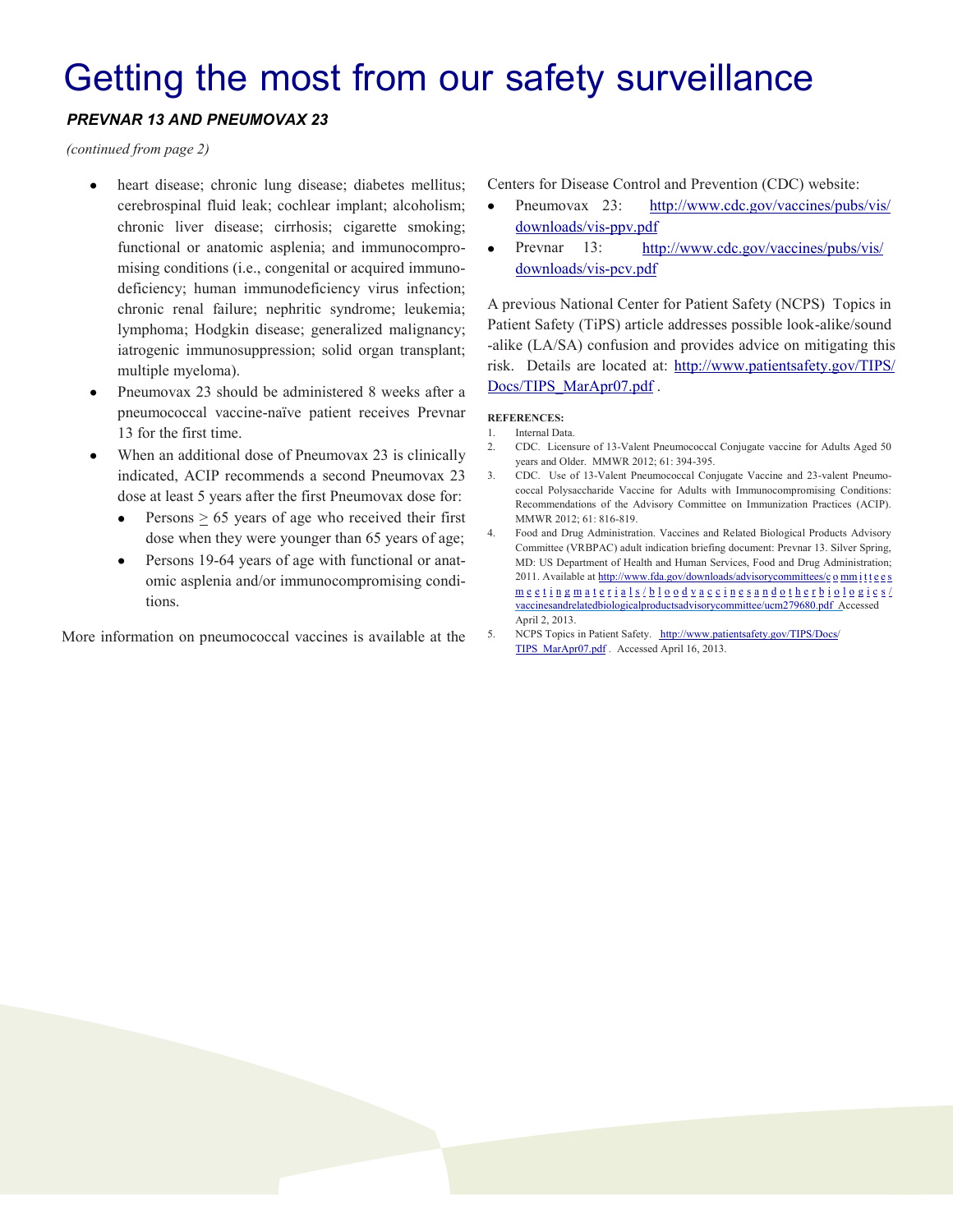# Getting the most from our safety surveillance

***PREVNAR 13 AND PNEUMOVAX 23***

*(continued from page 2)*

- heart disease; chronic lung disease; diabetes mellitus; cerebrospinal fluid leak; cochlear implant; alcoholism; chronic liver disease; cirrhosis; cigarette smoking; functional or anatomic asplenia; and immunocompromising conditions (i.e., congenital or acquired immunodeficiency; human immunodeficiency virus infection; chronic renal failure; nephritic syndrome; leukemia; lymphoma; Hodgkin disease; generalized malignancy; iatrogenic immunosuppression; solid organ transplant; multiple myeloma).
- Pneumovax 23 should be administered 8 weeks after a pneumococcal vaccine-naïve patient receives Prevnar 13 for the first time.
- When an additional dose of Pneumovax 23 is clinically indicated, ACIP recommends a second Pneumovax 23 dose at least 5 years after the first Pneumovax dose for:
  - Persons ≥ 65 years of age who received their first dose when they were younger than 65 years of age;
  - Persons 19-64 years of age with functional or anatomic asplenia and/or immunocompromising conditions.

More information on pneumococcal vaccines is available at the Centers for Disease Control and Prevention (CDC) website:

- Pneumovax 23: http://www.cdc.gov/vaccines/pubs/vis/downloads/vis-ppv.pdf
- Prevnar 13: http://www.cdc.gov/vaccines/pubs/vis/downloads/vis-pcv.pdf

A previous National Center for Patient Safety (NCPS) Topics in Patient Safety (TiPS) article addresses possible look-alike/sound-alike (LA/SA) confusion and provides advice on mitigating this risk. Details are located at: http://www.patientsafety.gov/TIPS/Docs/TIPS_MarApr07.pdf .

**REFERENCES:**

1. Internal Data.
2. CDC. Licensure of 13-Valent Pneumococcal Conjugate vaccine for Adults Aged 50 years and Older. MMWR 2012; 61: 394-395.
3. CDC. Use of 13-Valent Pneumococcal Conjugate Vaccine and 23-valent Pneumococcal Polysaccharide Vaccine for Adults with Immunocompromising Conditions: Recommendations of the Advisory Committee on Immunization Practices (ACIP). MMWR 2012; 61: 816-819.
4. Food and Drug Administration. Vaccines and Related Biological Products Advisory Committee (VRBPAC) adult indication briefing document: Prevnar 13. Silver Spring, MD: US Department of Health and Human Services, Food and Drug Administration; 2011. Available at http://www.fda.gov/downloads/advisorycommittees/committeesmeetingmaterials/bloodvaccinesandotherbiologics/vaccinesandrelatedbiologicalproductsadvisorycommittee/ucm279680.pdf Accessed April 2, 2013.
5. NCPS Topics in Patient Safety. http://www.patientsafety.gov/TIPS/Docs/TIPS_MarApr07.pdf . Accessed April 16, 2013.